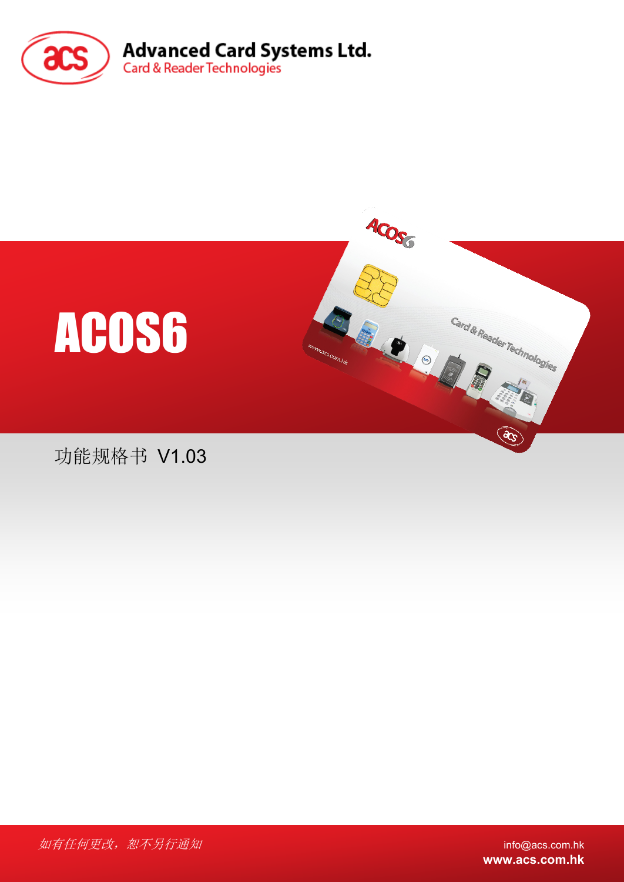**Advanced Card Systems Ltd.**

Card & Reader Technologies

# ACOS6

功能规格书 V1.03

*如有任何更改，恕不另行通知*

info@acs.com.hk

**www.acs.com.hk**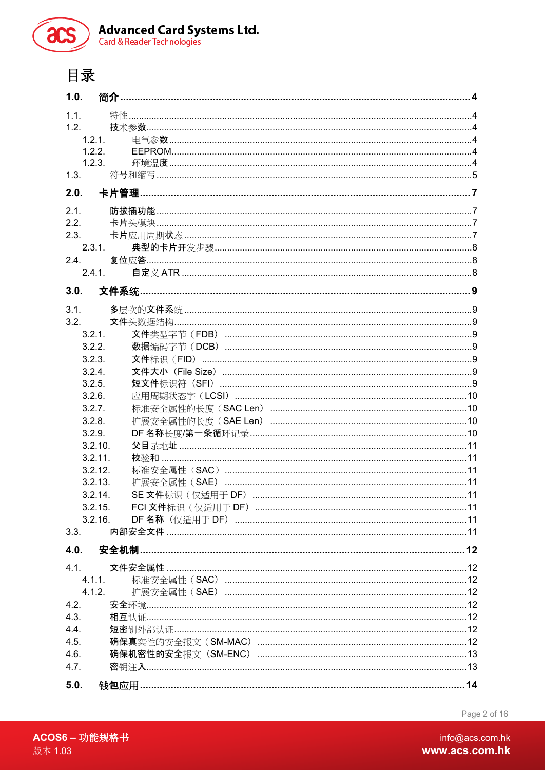# 目录

**1.0. 简介 ... 4**

1.1. 特性 ... 4
1.2. 技术参数 ... 4
  1.2.1. 电气参数 ... 4
  1.2.2. EEPROM ... 4
  1.2.3. 环境温度 ... 4
1.3. 符号和缩写 ... 5

**2.0. 卡片管理 ... 7**

2.1. 防拔插功能 ... 7
2.2. 卡片头模块 ... 7
2.3. 卡片应用周期状态 ... 7
  2.3.1. 典型的卡片开发步骤 ... 8
2.4. 复位应答 ... 8
  2.4.1. 自定义 ATR ... 8

**3.0. 文件系统 ... 9**

3.1. 多层次的文件系统 ... 9
3.2. 文件头数据结构 ... 9
  3.2.1. 文件类型字节（FDB） ... 9
  3.2.2. 数据编码字节（DCB） ... 9
  3.2.3. 文件标识（FID） ... 9
  3.2.4. 文件大小（File Size） ... 9
  3.2.5. 短文件标识符（SFI） ... 9
  3.2.6. 应用周期状态字（LCSI） ... 10
  3.2.7. 标准安全属性的长度（SAC Len） ... 10
  3.2.8. 扩展安全属性的长度（SAE Len） ... 10
  3.2.9. DF 名称长度/第一条循环记录 ... 10
  3.2.10. 父目录地址 ... 11
  3.2.11. 校验和 ... 11
  3.2.12. 标准安全属性（SAC） ... 11
  3.2.13. 扩展安全属性（SAE） ... 11
  3.2.14. SE 文件标识（仅适用于 DF） ... 11
  3.2.15. FCI 文件标识（仅适用于 DF） ... 11
  3.2.16. DF 名称（仅适用于 DF） ... 11
3.3. 内部安全文件 ... 11

**4.0. 安全机制 ... 12**

4.1. 文件安全属性 ... 12
  4.1.1. 标准安全属性（SAC） ... 12
  4.1.2. 扩展安全属性（SAE） ... 12
4.2. 安全环境 ... 12
4.3. 相互认证 ... 12
4.4. 短密钥外部认证 ... 12
4.5. 确保真实性的安全报文（SM-MAC） ... 12
4.6. 确保机密性的安全报文（SM-ENC） ... 13
4.7. 密钥注入 ... 13

**5.0. 钱包应用 ... 14**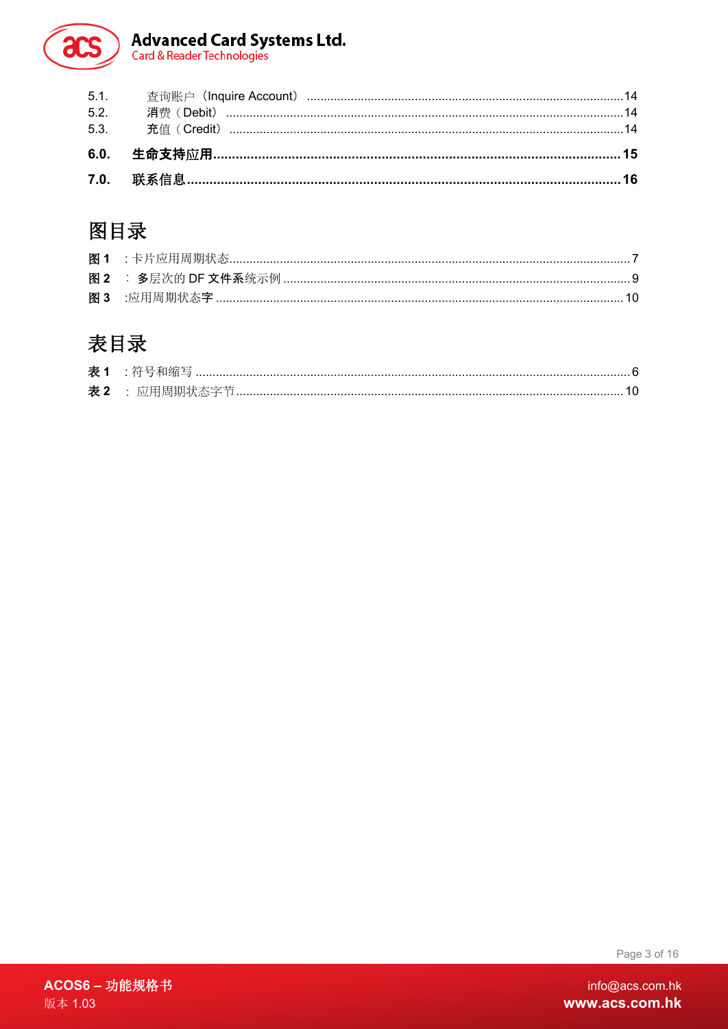5.1. 查询账户（Inquire Account） ........................................................................................ 14
5.2. 消费（Debit） ......................................................................................................... 14
5.3. 充值（Credit） ........................................................................................................ 14

**6.0. 生命支持应用 ........................................................................................................ 15**

**7.0. 联系信息 ................................................................................................................ 16**

# 图目录

**图 1** : 卡片应用周期状态 ................................................................................................ 7
**图 2** ： 多层次的 DF 文件系统示例 ................................................................................ 9
**图 3** :应用周期状态字 .................................................................................................... 10

# 表目录

**表 1** : 符号和缩写 .......................................................................................................... 6
**表 2** ： 应用周期状态字节 .............................................................................................. 10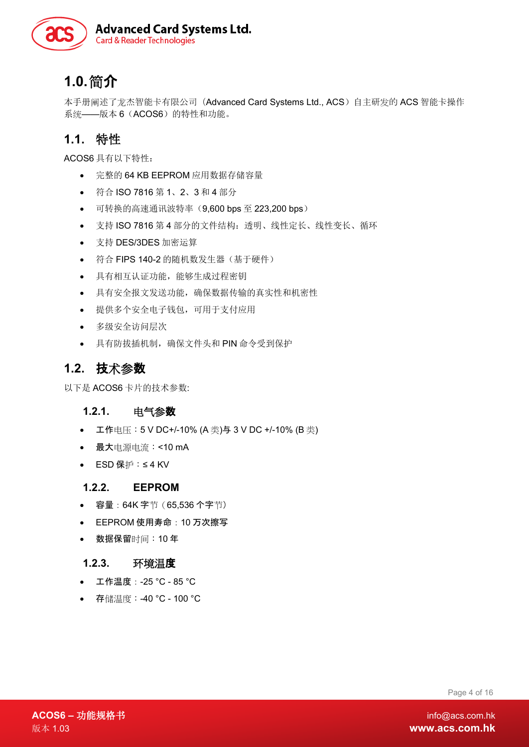# 1.0. 简介

本手册阐述了龙杰智能卡有限公司（Advanced Card Systems Ltd., ACS）自主研发的 ACS 智能卡操作系统——版本 6（ACOS6）的特性和功能。

## 1.1. 特性

ACOS6 具有以下特性：

- 完整的 64 KB EEPROM 应用数据存储容量
- 符合 ISO 7816 第 1、2、3 和 4 部分
- 可转换的高速通讯波特率（9,600 bps 至 223,200 bps）
- 支持 ISO 7816 第 4 部分的文件结构：透明、线性定长、线性变长、循环
- 支持 DES/3DES 加密运算
- 符合 FIPS 140-2 的随机数发生器（基于硬件）
- 具有相互认证功能，能够生成过程密钥
- 具有安全报文发送功能，确保数据传输的真实性和机密性
- 提供多个安全电子钱包，可用于支付应用
- 多级安全访问层次
- 具有防拔插机制，确保文件头和 PIN 命令受到保护

## 1.2. 技术参数

以下是 ACOS6 卡片的技术参数:

### 1.2.1. 电气参数

- 工作电压：5 V DC+/-10% (A 类)与 3 V DC +/-10% (B 类)
- 最大电源电流：<10 mA
- ESD 保护：≤ 4 KV

### 1.2.2. EEPROM

- 容量：64K 字节（65,536 个字节）
- EEPROM 使用寿命：10 万次擦写
- 数据保留时间：10 年

### 1.2.3. 环境温度

- 工作温度：-25 °C - 85 °C
- 存储温度：-40 °C - 100 °C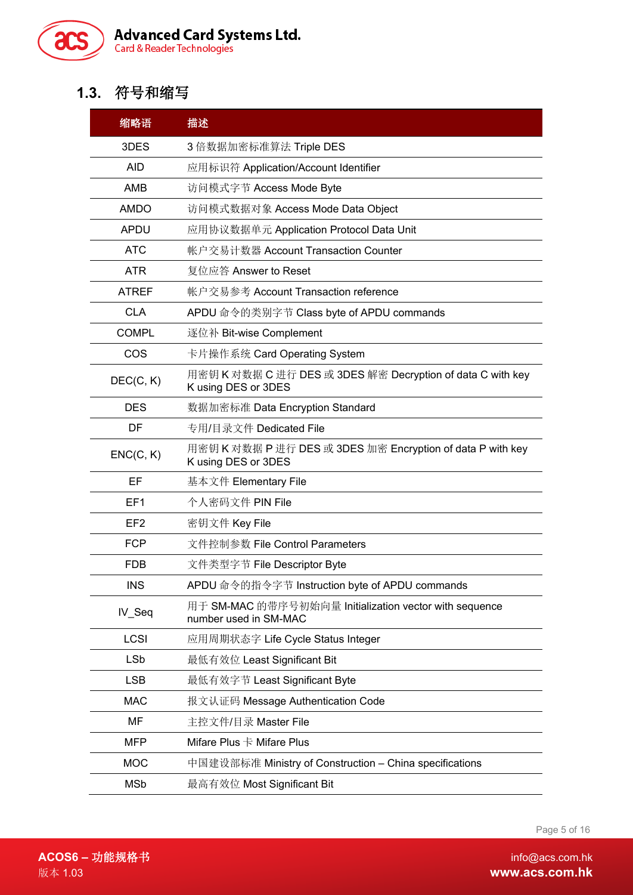## 1.3. 符号和缩写

| 缩略语 | 描述 |
|---|---|
| 3DES | 3 倍数据加密标准算法 Triple DES |
| AID | 应用标识符 Application/Account Identifier |
| AMB | 访问模式字节 Access Mode Byte |
| AMDO | 访问模式数据对象 Access Mode Data Object |
| APDU | 应用协议数据单元 Application Protocol Data Unit |
| ATC | 帐户交易计数器 Account Transaction Counter |
| ATR | 复位应答 Answer to Reset |
| ATREF | 帐户交易参考 Account Transaction reference |
| CLA | APDU 命令的类别字节 Class byte of APDU commands |
| COMPL | 逐位补 Bit-wise Complement |
| COS | 卡片操作系统 Card Operating System |
| DEC(C, K) | 用密钥 K 对数据 C 进行 DES 或 3DES 解密 Decryption of data C with key K using DES or 3DES |
| DES | 数据加密标准 Data Encryption Standard |
| DF | 专用/目录文件 Dedicated File |
| ENC(C, K) | 用密钥 K 对数据 P 进行 DES 或 3DES 加密 Encryption of data P with key K using DES or 3DES |
| EF | 基本文件 Elementary File |
| EF1 | 个人密码文件 PIN File |
| EF2 | 密钥文件 Key File |
| FCP | 文件控制参数 File Control Parameters |
| FDB | 文件类型字节 File Descriptor Byte |
| INS | APDU 命令的指令字节 Instruction byte of APDU commands |
| IV_Seq | 用于 SM-MAC 的带序号初始向量 Initialization vector with sequence number used in SM-MAC |
| LCSI | 应用周期状态字 Life Cycle Status Integer |
| LSb | 最低有效位 Least Significant Bit |
| LSB | 最低有效字节 Least Significant Byte |
| MAC | 报文认证码 Message Authentication Code |
| MF | 主控文件/目录 Master File |
| MFP | Mifare Plus 卡 Mifare Plus |
| MOC | 中国建设部标准 Ministry of Construction – China specifications |
| MSb | 最高有效位 Most Significant Bit |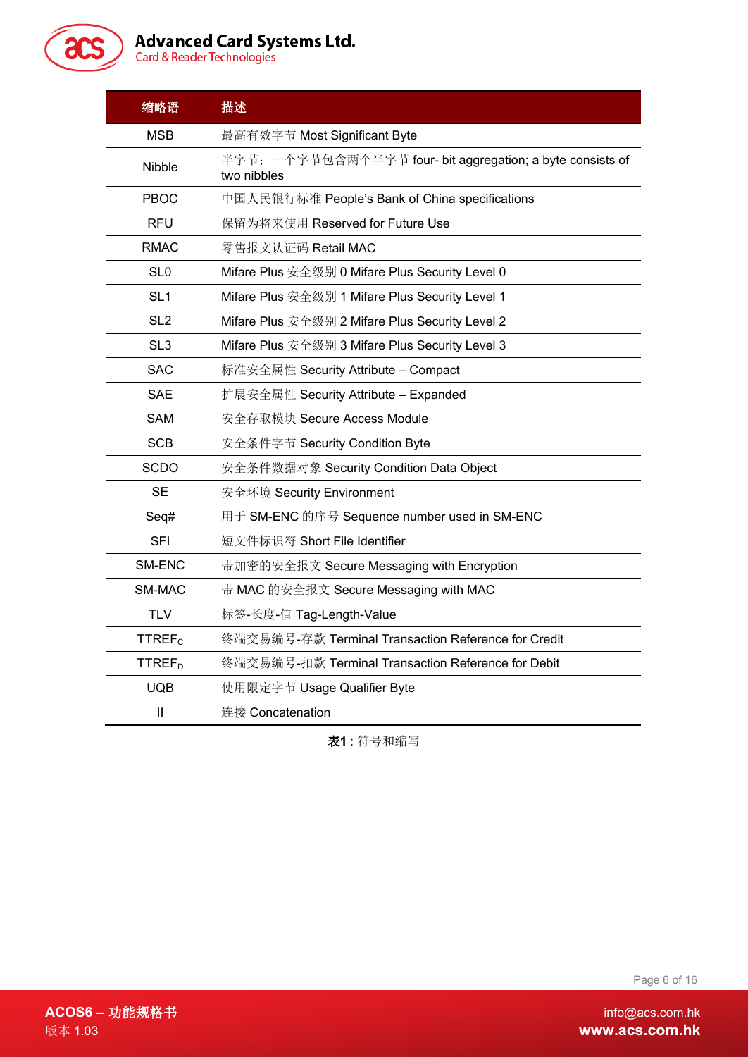| 缩略语 | 描述 |
|---|---|
| MSB | 最高有效字节 Most Significant Byte |
| Nibble | 半字节；一个字节包含两个半字节 four- bit aggregation; a byte consists of two nibbles |
| PBOC | 中国人民银行标准 People's Bank of China specifications |
| RFU | 保留为将来使用 Reserved for Future Use |
| RMAC | 零售报文认证码 Retail MAC |
| SL0 | Mifare Plus 安全级别 0 Mifare Plus Security Level 0 |
| SL1 | Mifare Plus 安全级别 1 Mifare Plus Security Level 1 |
| SL2 | Mifare Plus 安全级别 2 Mifare Plus Security Level 2 |
| SL3 | Mifare Plus 安全级别 3 Mifare Plus Security Level 3 |
| SAC | 标准安全属性 Security Attribute – Compact |
| SAE | 扩展安全属性 Security Attribute – Expanded |
| SAM | 安全存取模块 Secure Access Module |
| SCB | 安全条件字节 Security Condition Byte |
| SCDO | 安全条件数据对象 Security Condition Data Object |
| SE | 安全环境 Security Environment |
| Seq# | 用于 SM-ENC 的序号 Sequence number used in SM-ENC |
| SFI | 短文件标识符 Short File Identifier |
| SM-ENC | 带加密的安全报文 Secure Messaging with Encryption |
| SM-MAC | 带 MAC 的安全报文 Secure Messaging with MAC |
| TLV | 标签-长度-值 Tag-Length-Value |
| $TTREF_C$ | 终端交易编号-存款 Terminal Transaction Reference for Credit |
| $TTREF_D$ | 终端交易编号-扣款 Terminal Transaction Reference for Debit |
| UQB | 使用限定字节 Usage Qualifier Byte |
| ll | 连接 Concatenation |

**表1** : 符号和缩写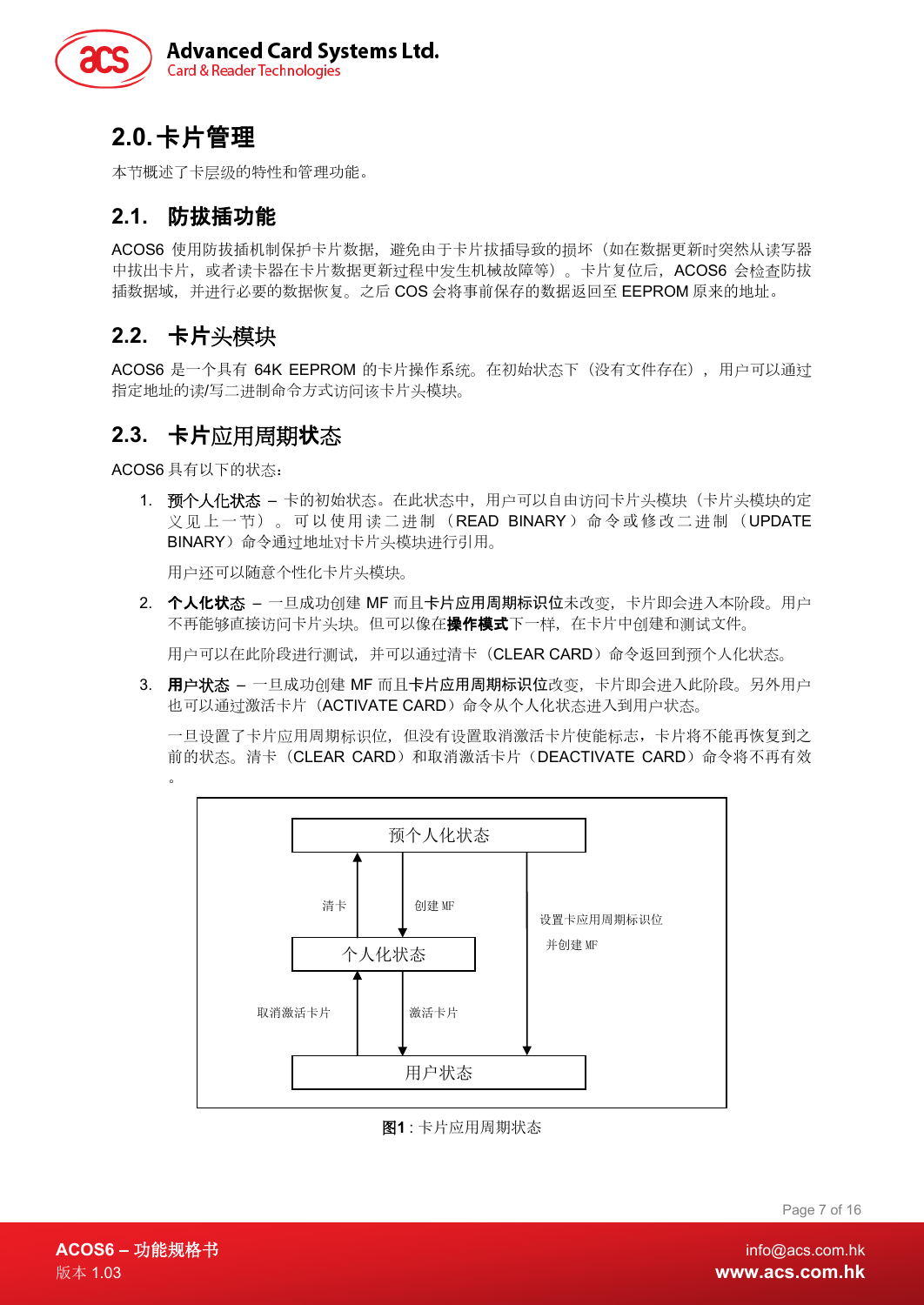## 2.0. 卡片管理

本节概述了卡层级的特性和管理功能。

### 2.1. 防拔插功能

ACOS6 使用防拔插机制保护卡片数据，避免由于卡片拔插导致的损坏（如在数据更新时突然从读写器中拔出卡片，或者读卡器在卡片数据更新过程中发生机械故障等）。卡片复位后，ACOS6 会检查防拔插数据域，并进行必要的数据恢复。之后 COS 会将事前保存的数据返回至 EEPROM 原来的地址。

### 2.2. 卡片头模块

ACOS6 是一个具有 64K EEPROM 的卡片操作系统。在初始状态下（没有文件存在），用户可以通过指定地址的读/写二进制命令方式访问该卡片头模块。

### 2.3. 卡片应用周期状态

ACOS6 具有以下的状态：

1. **预个人化状态** – 卡的初始状态。在此状态中，用户可以自由访问卡片头模块（卡片头模块的定义见上一节）。可以使用读二进制（READ BINARY）命令或修改二进制（UPDATE BINARY）命令通过地址对卡片头模块进行引用。

   用户还可以随意个性化卡片头模块。

2. **个人化状态** – 一旦成功创建 MF 而且**卡片应用周期标识位**未改变，卡片即会进入本阶段。用户不再能够直接访问卡片头块。但可以像在**操作模式**下一样，在卡片中创建和测试文件。

   用户可以在此阶段进行测试，并可以通过清卡（CLEAR CARD）命令返回到预个人化状态。

3. **用户状态** – 一旦成功创建 MF 而且**卡片应用周期标识位**改变，卡片即会进入此阶段。另外用户也可以通过激活卡片（ACTIVATE CARD）命令从个人化状态进入到用户状态。

   一旦设置了卡片应用周期标识位，但没有设置取消激活卡片使能标志，卡片将不能再恢复到之前的状态。清卡（CLEAR CARD）和取消激活卡片（DEACTIVATE CARD）命令将不再有效。

```
+------------------+
|   预个人化状态    |
+------------------+
   ^        |            |
 清卡    创建 MF     设置卡应用周期标识位
   |        v         并创建 MF
+------------------+     |
|   个人化状态      |     |
+------------------+     |
   ^        |            |
取消激活卡片  激活卡片      |
   |        v            v
+------------------+
|     用户状态      |
+------------------+
```

**图1**：卡片应用周期状态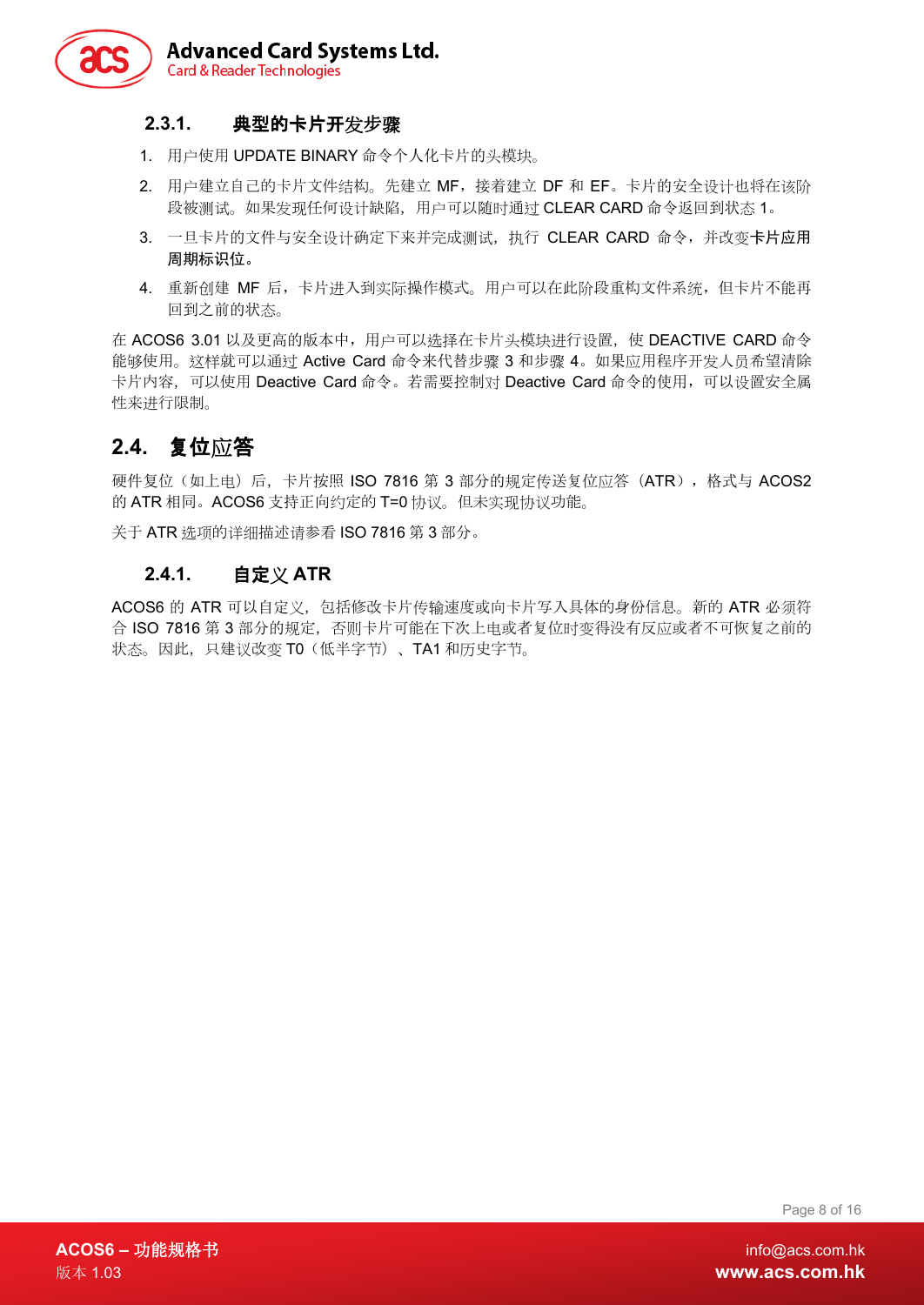### 2.3.1. 典型的卡片开发步骤

1. 用户使用 UPDATE BINARY 命令个人化卡片的头模块。
2. 用户建立自己的卡片文件结构。先建立 MF，接着建立 DF 和 EF。卡片的安全设计也将在该阶段被测试。如果发现任何设计缺陷，用户可以随时通过 CLEAR CARD 命令返回到状态 1。
3. 一旦卡片的文件与安全设计确定下来并完成测试，执行 CLEAR CARD 命令，并改变**卡片应用周期标识位**。
4. 重新创建 MF 后，卡片进入到实际操作模式。用户可以在此阶段重构文件系统，但卡片不能再回到之前的状态。

在 ACOS6 3.01 以及更高的版本中，用户可以选择在卡片头模块进行设置，使 DEACTIVE CARD 命令能够使用。这样就可以通过 Active Card 命令来代替步骤 3 和步骤 4。如果应用程序开发人员希望清除卡片内容，可以使用 Deactive Card 命令。若需要控制对 Deactive Card 命令的使用，可以设置安全属性来进行限制。

## 2.4. 复位应答

硬件复位（如上电）后，卡片按照 ISO 7816 第 3 部分的规定传送复位应答（ATR），格式与 ACOS2 的 ATR 相同。ACOS6 支持正向约定的 T=0 协议。但未实现协议功能。

关于 ATR 选项的详细描述请参看 ISO 7816 第 3 部分。

### 2.4.1. 自定义 ATR

ACOS6 的 ATR 可以自定义，包括修改卡片传输速度或向卡片写入具体的身份信息。新的 ATR 必须符合 ISO 7816 第 3 部分的规定，否则卡片可能在下次上电或者复位时变得没有反应或者不可恢复之前的状态。因此，只建议改变 T0（低半字节）、TA1 和历史字节。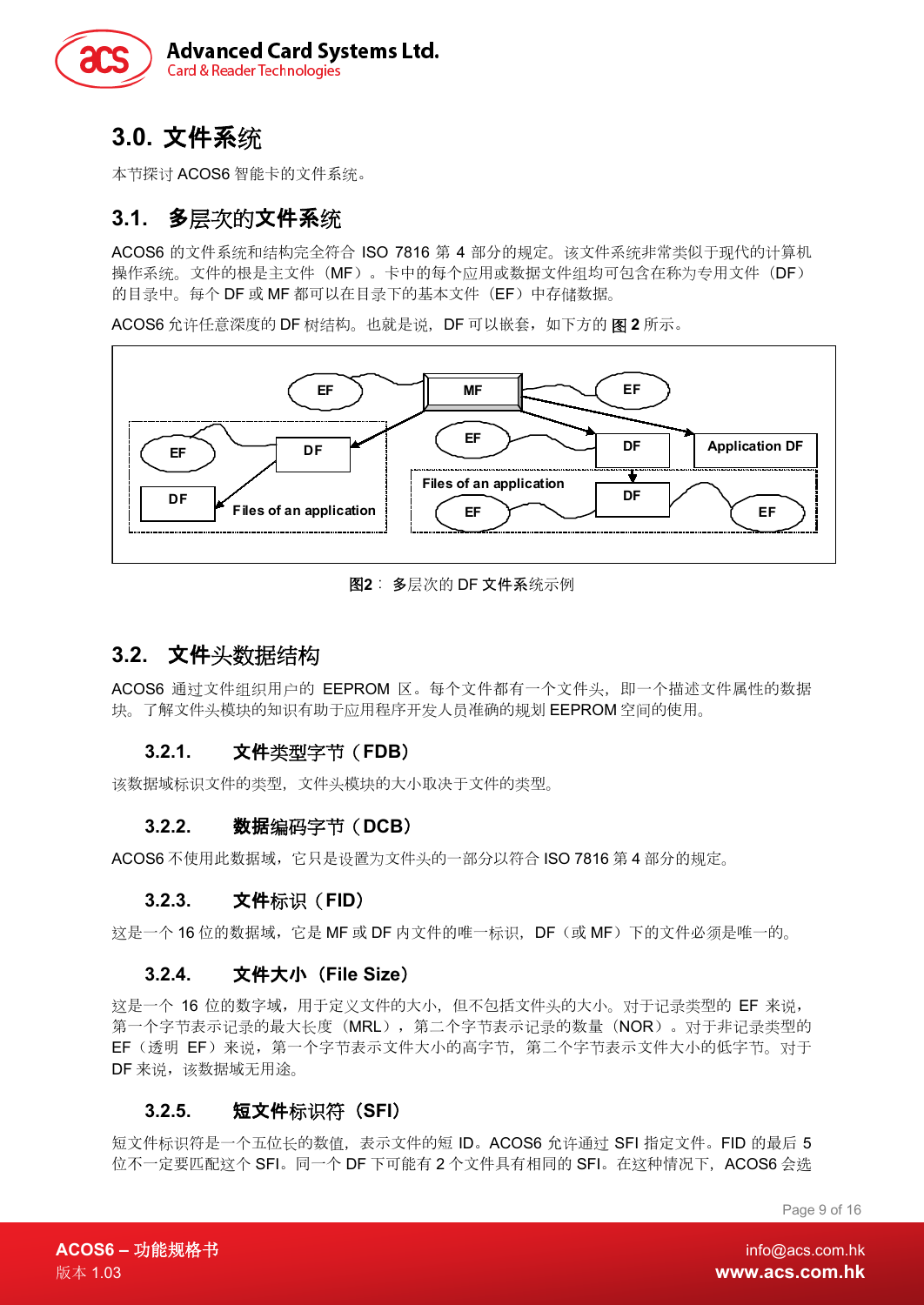## 3.0. 文件系统

本节探讨 ACOS6 智能卡的文件系统。

### 3.1. 多层次的文件系统

ACOS6 的文件系统和结构完全符合 ISO 7816 第 4 部分的规定。该文件系统非常类似于现代的计算机操作系统。文件的根是主文件（MF）。卡中的每个应用或数据文件组均可包含在称为专用文件（DF）的目录中。每个 DF 或 MF 都可以在目录下的基本文件（EF）中存储数据。

ACOS6 允许任意深度的 DF 树结构。也就是说，DF 可以嵌套，如下方的 **图 2** 所示。

图2： 多层次的 DF 文件系统示例

### 3.2. 文件头数据结构

ACOS6 通过文件组织用户的 EEPROM 区。每个文件都有一个文件头，即一个描述文件属性的数据块。了解文件头模块的知识有助于应用程序开发人员准确的规划 EEPROM 空间的使用。

#### 3.2.1. 文件类型字节（FDB）

该数据域标识文件的类型，文件头模块的大小取决于文件的类型。

#### 3.2.2. 数据编码字节（DCB）

ACOS6 不使用此数据域，它只是设置为文件头的一部分以符合 ISO 7816 第 4 部分的规定。

#### 3.2.3. 文件标识（FID）

这是一个 16 位的数据域，它是 MF 或 DF 内文件的唯一标识，DF（或 MF）下的文件必须是唯一的。

#### 3.2.4. 文件大小（File Size）

这是一个 16 位的数字域，用于定义文件的大小，但不包括文件头的大小。对于记录类型的 EF 来说，第一个字节表示记录的最大长度（MRL），第二个字节表示记录的数量（NOR）。对于非记录类型的 EF（透明 EF）来说，第一个字节表示文件大小的高字节，第二个字节表示文件大小的低字节。对于 DF 来说，该数据域无用途。

#### 3.2.5. 短文件标识符（SFI）

短文件标识符是一个五位长的数值，表示文件的短 ID。ACOS6 允许通过 SFI 指定文件。FID 的最后 5 位不一定要匹配这个 SFI。同一个 DF 下可能有 2 个文件具有相同的 SFI。在这种情况下，ACOS6 会选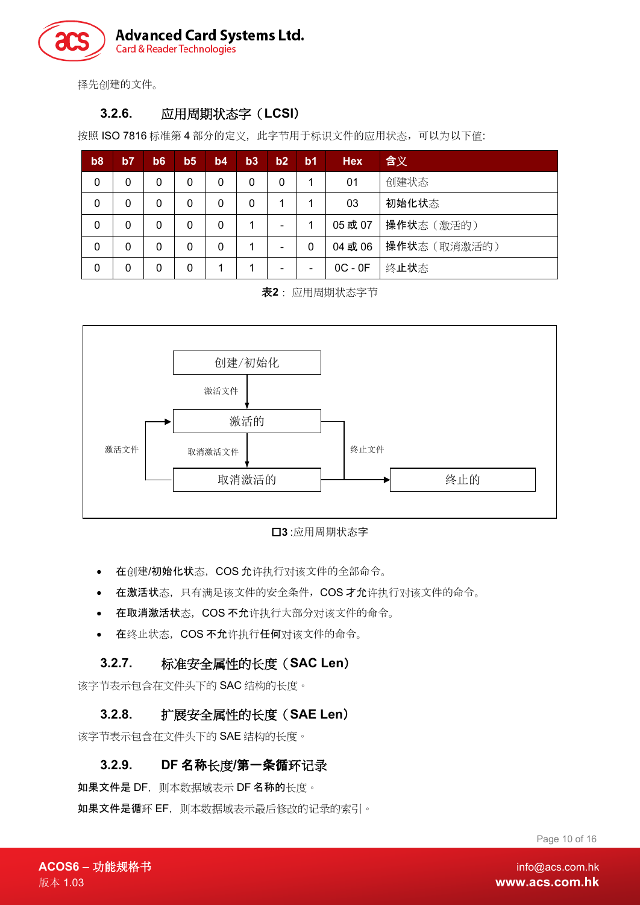择先创建的文件。

### 3.2.6. 应用周期状态字（LCSI）

按照 ISO 7816 标准第 4 部分的定义，此字节用于标识文件的应用状态，可以为以下值:

| b8 | b7 | b6 | b5 | b4 | b3 | b2 | b1 | Hex | 含义 |
|---|---|---|---|---|---|---|---|---|---|
| 0 | 0 | 0 | 0 | 0 | 0 | 0 | 1 | 01 | 创建状态 |
| 0 | 0 | 0 | 0 | 0 | 0 | 1 | 1 | 03 | 初始化状态 |
| 0 | 0 | 0 | 0 | 0 | 1 | - | 1 | 05 或 07 | 操作状态（激活的） |
| 0 | 0 | 0 | 0 | 0 | 1 | - | 0 | 04 或 06 | 操作状态（取消激活的） |
| 0 | 0 | 0 | 0 | 1 | 1 | - | - | 0C - 0F | 终止状态 |

**表2**：应用周期状态字节

```
          创建/初始化
              │ 激活文件
              ▼
   ┌──────► 激活的 ──────────┐
   │          │ 取消激活文件    │ 终止文件
激活文件       ▼               │
   └─────── 取消激活的 ────────┴──► 终止的
```

**图3** :应用周期状态字

- 在创建/初始化状态，COS 允许执行对该文件的全部命令。
- 在激活状态，只有满足该文件的安全条件，COS 才允许执行对该文件的命令。
- 在取消激活状态，COS 不允许执行大部分对该文件的命令。
- 在终止状态，COS 不允许执行任何对该文件的命令。

### 3.2.7. 标准安全属性的长度（SAC Len）

该字节表示包含在文件头下的 SAC 结构的长度。

### 3.2.8. 扩展安全属性的长度（SAE Len）

该字节表示包含在文件头下的 SAE 结构的长度。

### 3.2.9. DF 名称长度/第一条循环记录

如果文件是 DF，则本数据域表示 DF 名称的长度。

如果文件是循环 EF，则本数据域表示最后修改的记录的索引。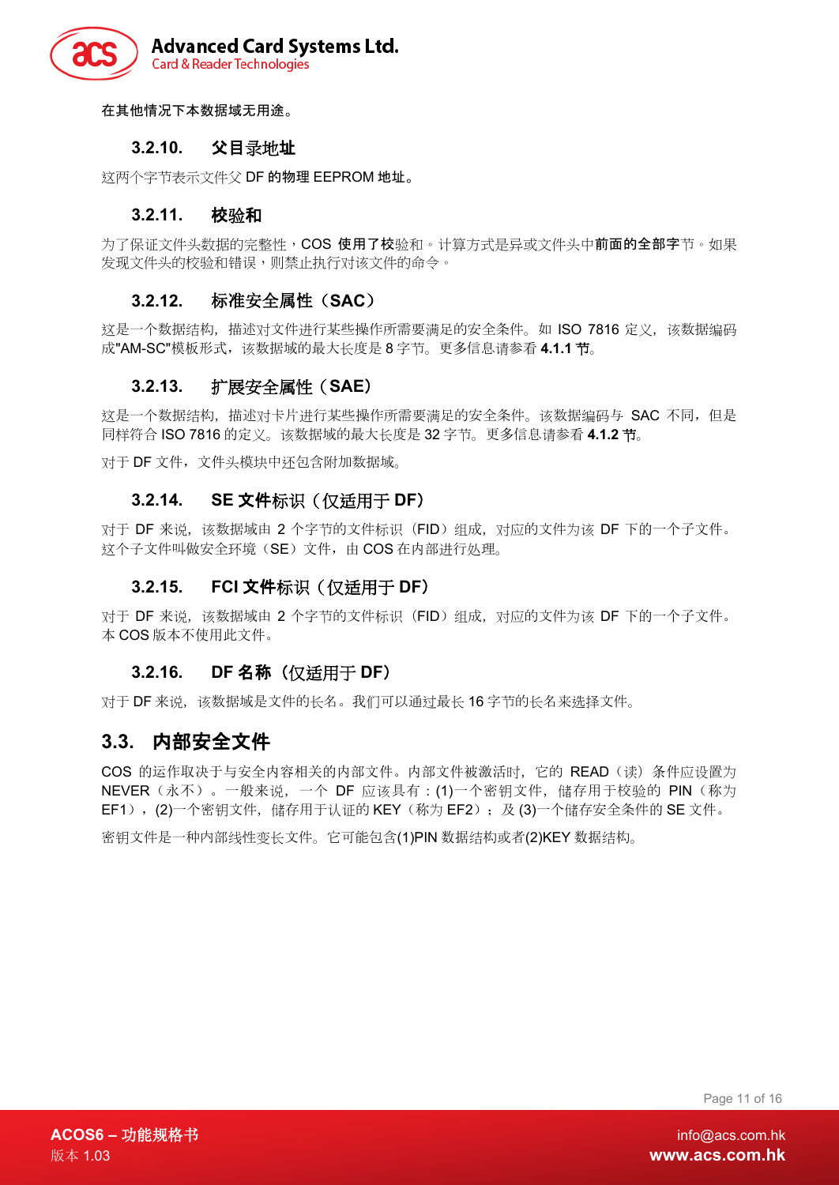在其他情况下本数据域无用途。

### 3.2.10. 父目录地址

这两个字节表示文件父 DF 的物理 EEPROM 地址。

### 3.2.11. 校验和

为了保证文件头数据的完整性，COS 使用了校验和。计算方式是异或文件头中前面的全部字节。如果发现文件头的校验和错误，则禁止执行对该文件的命令。

### 3.2.12. 标准安全属性（SAC）

这是一个数据结构，描述对文件进行某些操作所需要满足的安全条件。如 ISO 7816 定义，该数据编码成"AM-SC"模板形式，该数据域的最大长度是 8 字节。更多信息请参看 **4.1.1 节**。

### 3.2.13. 扩展安全属性（SAE）

这是一个数据结构，描述对卡片进行某些操作所需要满足的安全条件。该数据编码与 SAC 不同，但是同样符合 ISO 7816 的定义。该数据域的最大长度是 32 字节。更多信息请参看 **4.1.2 节**。

对于 DF 文件，文件头模块中还包含附加数据域。

### 3.2.14. SE 文件标识（仅适用于 DF）

对于 DF 来说，该数据域由 2 个字节的文件标识（FID）组成，对应的文件为该 DF 下的一个子文件。这个子文件叫做安全环境（SE）文件，由 COS 在内部进行处理。

### 3.2.15. FCI 文件标识（仅适用于 DF）

对于 DF 来说，该数据域由 2 个字节的文件标识（FID）组成，对应的文件为该 DF 下的一个子文件。本 COS 版本不使用此文件。

### 3.2.16. DF 名称（仅适用于 DF）

对于 DF 来说，该数据域是文件的长名。我们可以通过最长 16 字节的长名来选择文件。

## 3.3. 内部安全文件

COS 的运作取决于与安全内容相关的内部文件。内部文件被激活时，它的 READ（读）条件应设置为 NEVER（永不）。一般来说，一个 DF 应该具有：(1)一个密钥文件，储存用于校验的 PIN（称为 EF1），(2)一个密钥文件，储存用于认证的 KEY（称为 EF2）；及 (3)一个储存安全条件的 SE 文件。

密钥文件是一种内部线性变长文件。它可能包含(1)PIN 数据结构或者(2)KEY 数据结构。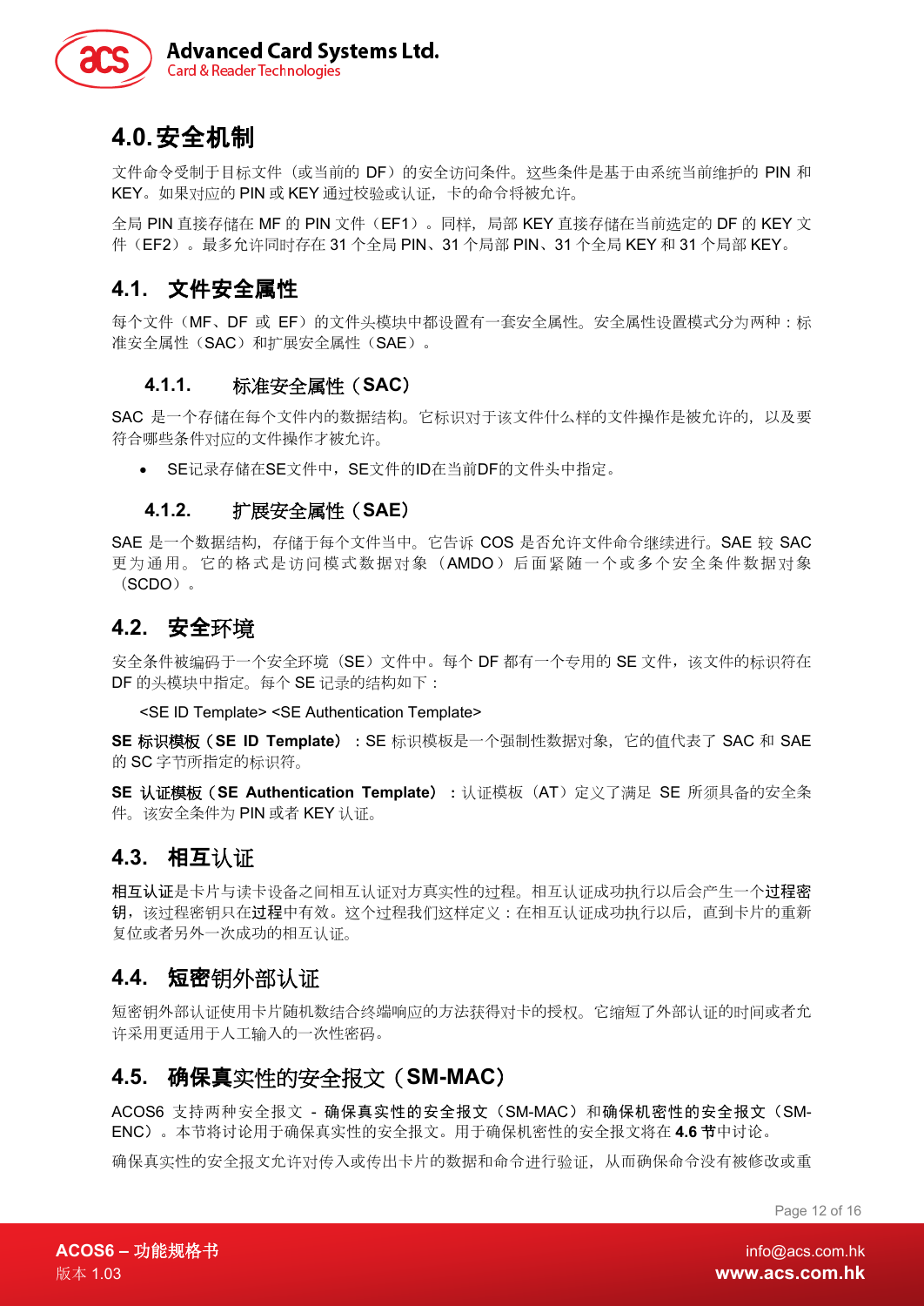# 4.0. 安全机制

文件命令受制于目标文件（或当前的 DF）的安全访问条件。这些条件是基于由系统当前维护的 PIN 和 KEY。如果对应的 PIN 或 KEY 通过校验或认证，卡的命令将被允许。

全局 PIN 直接存储在 MF 的 PIN 文件（EF1）。同样，局部 KEY 直接存储在当前选定的 DF 的 KEY 文件（EF2）。最多允许同时存在 31 个全局 PIN、31 个局部 PIN、31 个全局 KEY 和 31 个局部 KEY。

## 4.1. 文件安全属性

每个文件（MF、DF 或 EF）的文件头模块中都设置有一套安全属性。安全属性设置模式分为两种：标准安全属性（SAC）和扩展安全属性（SAE）。

### 4.1.1. 标准安全属性（SAC）

SAC 是一个存储在每个文件内的数据结构。它标识对于该文件什么样的文件操作是被允许的，以及要符合哪些条件对应的文件操作才被允许。

- SE记录存储在SE文件中，SE文件的ID在当前DF的文件头中指定。

### 4.1.2. 扩展安全属性（SAE）

SAE 是一个数据结构，存储于每个文件当中。它告诉 COS 是否允许文件命令继续进行。SAE 较 SAC 更为通用。它的格式是访问模式数据对象（AMDO）后面紧随一个或多个安全条件数据对象（SCDO）。

## 4.2. 安全环境

安全条件被编码于一个安全环境（SE）文件中。每个 DF 都有一个专用的 SE 文件，该文件的标识符在 DF 的头模块中指定。每个 SE 记录的结构如下：

<SE ID Template> <SE Authentication Template>

**SE 标识模板（SE ID Template）**：SE 标识模板是一个强制性数据对象，它的值代表了 SAC 和 SAE 的 SC 字节所指定的标识符。

**SE 认证模板（SE Authentication Template）**：认证模板（AT）定义了满足 SE 所须具备的安全条件。该安全条件为 PIN 或者 KEY 认证。

## 4.3. 相互认证

**相互认证**是卡片与读卡设备之间相互认证对方真实性的过程。相互认证成功执行以后会产生一个**过程密钥**，该过程密钥只在**过程**中有效。这个过程我们这样定义：在相互认证成功执行以后，直到卡片的重新复位或者另外一次成功的相互认证。

## 4.4. 短密钥外部认证

短密钥外部认证使用卡片随机数结合终端响应的方法获得对卡的授权。它缩短了外部认证的时间或者允许采用更适用于人工输入的一次性密码。

## 4.5. 确保真实性的安全报文（SM-MAC）

ACOS6 支持两种安全报文 - **确保真实性的安全报文**（SM-MAC）和**确保机密性的安全报文**（SM-ENC）。本节将讨论用于确保真实性的安全报文。用于确保机密性的安全报文将在 **4.6** 节中讨论。

确保真实性的安全报文允许对传入或传出卡片的数据和命令进行验证，从而确保命令没有被修改或重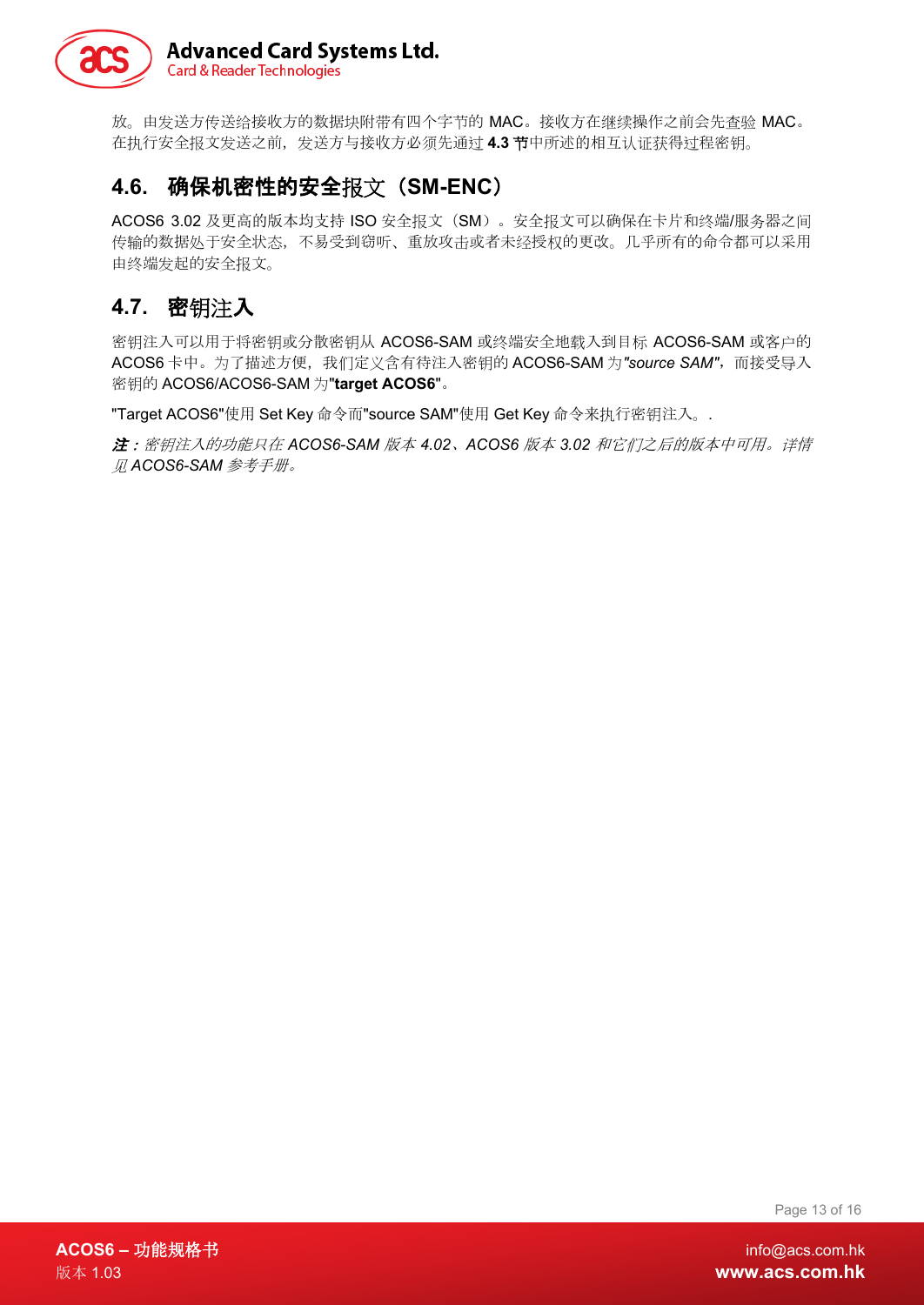放。由发送方传送给接收方的数据块附带有四个字节的 MAC。接收方在继续操作之前会先查验 MAC。在执行安全报文发送之前，发送方与接收方必须先通过 **4.3 节**中所述的相互认证获得过程密钥。

## 4.6. 确保机密性的安全报文（SM-ENC）

ACOS6 3.02 及更高的版本均支持 ISO 安全报文（SM）。安全报文可以确保在卡片和终端/服务器之间传输的数据处于安全状态，不易受到窃听、重放攻击或者未经授权的更改。几乎所有的命令都可以采用由终端发起的安全报文。

## 4.7. 密钥注入

密钥注入可以用于将密钥或分散密钥从 ACOS6-SAM 或终端安全地载入到目标 ACOS6-SAM 或客户的 ACOS6 卡中。为了描述方便，我们定义含有待注入密钥的 ACOS6-SAM 为*"source SAM"*，而接受导入密钥的 ACOS6/ACOS6-SAM 为**"target ACOS6"**。

"Target ACOS6"使用 Set Key 命令而"source SAM"使用 Get Key 命令来执行密钥注入。.

***注：****密钥注入的功能只在 ACOS6-SAM 版本 4.02、ACOS6 版本 3.02 和它们之后的版本中可用。详情见 ACOS6-SAM 参考手册。*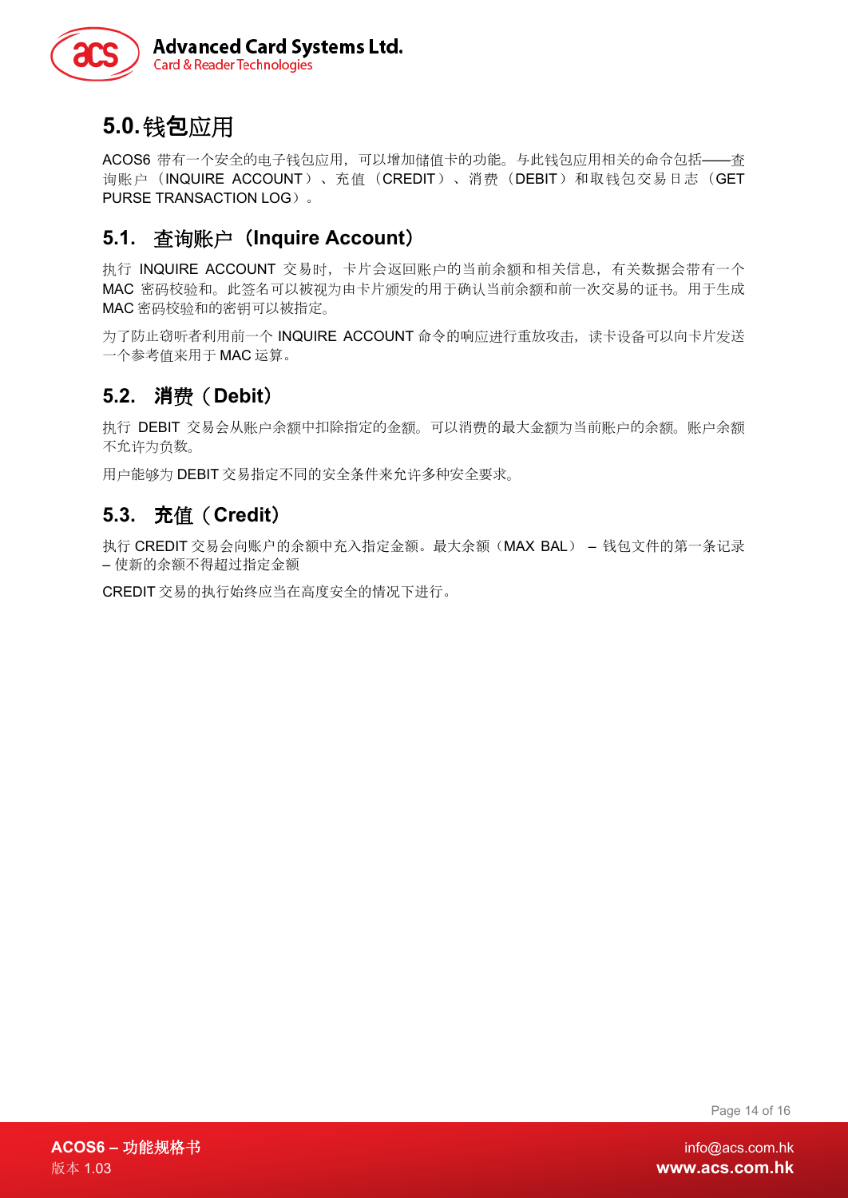## 5.0. 钱包应用

ACOS6 带有一个安全的电子钱包应用，可以增加储值卡的功能。与此钱包应用相关的命令包括——查询账户（INQUIRE ACCOUNT）、充值（CREDIT）、消费（DEBIT）和取钱包交易日志（GET PURSE TRANSACTION LOG）。

### 5.1. 查询账户（Inquire Account）

执行 INQUIRE ACCOUNT 交易时，卡片会返回账户的当前余额和相关信息，有关数据会带有一个 MAC 密码校验和。此签名可以被视为由卡片颁发的用于确认当前余额和前一次交易的证书。用于生成 MAC 密码校验和的密钥可以被指定。

为了防止窃听者利用前一个 INQUIRE ACCOUNT 命令的响应进行重放攻击，读卡设备可以向卡片发送一个参考值来用于 MAC 运算。

### 5.2. 消费（Debit）

执行 DEBIT 交易会从账户余额中扣除指定的金额。可以消费的最大金额为当前账户的余额。账户余额不允许为负数。

用户能够为 DEBIT 交易指定不同的安全条件来允许多种安全要求。

### 5.3. 充值（Credit）

执行 CREDIT 交易会向账户的余额中充入指定金额。最大余额（MAX BAL） – 钱包文件的第一条记录 – 使新的余额不得超过指定金额

CREDIT 交易的执行始终应当在高度安全的情况下进行。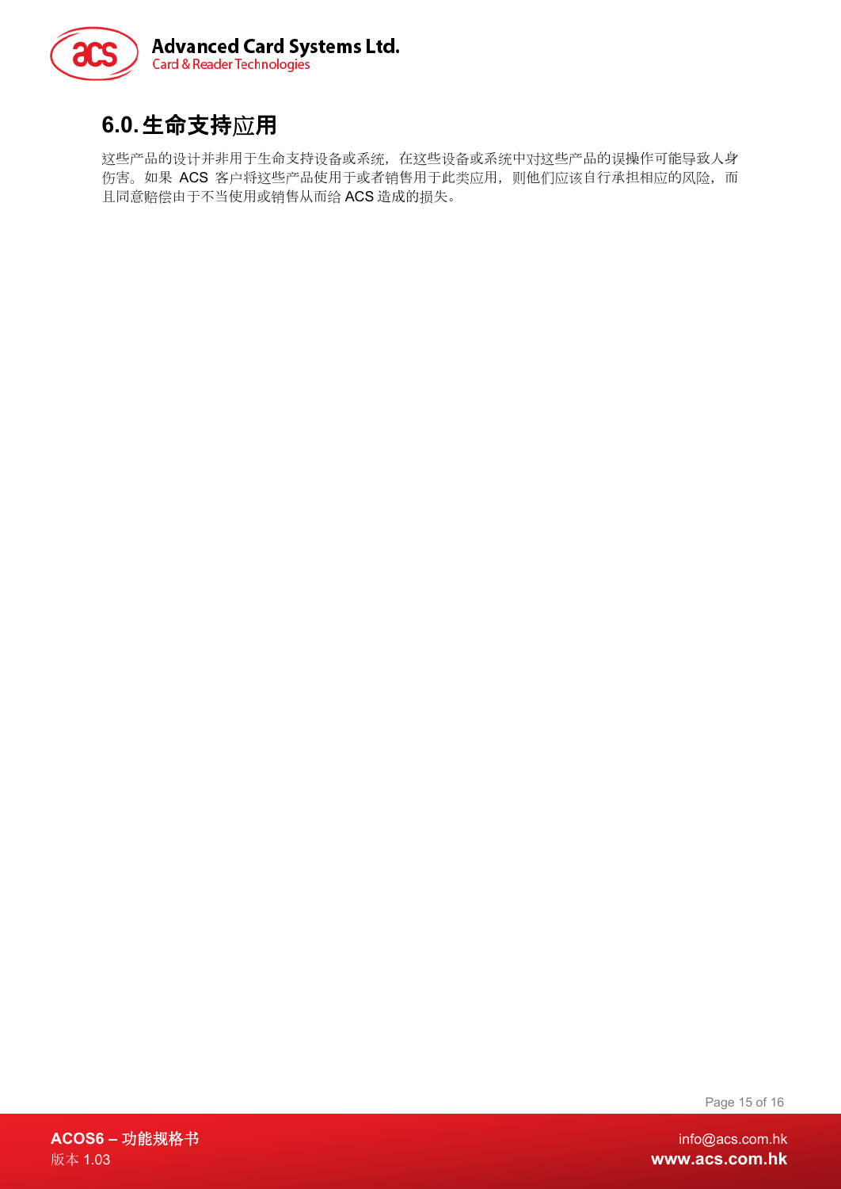# 6.0. 生命支持应用

这些产品的设计并非用于生命支持设备或系统，在这些设备或系统中对这些产品的误操作可能导致人身伤害。如果 ACS 客户将这些产品使用于或者销售用于此类应用，则他们应该自行承担相应的风险，而且同意赔偿由于不当使用或销售从而给 ACS 造成的损失。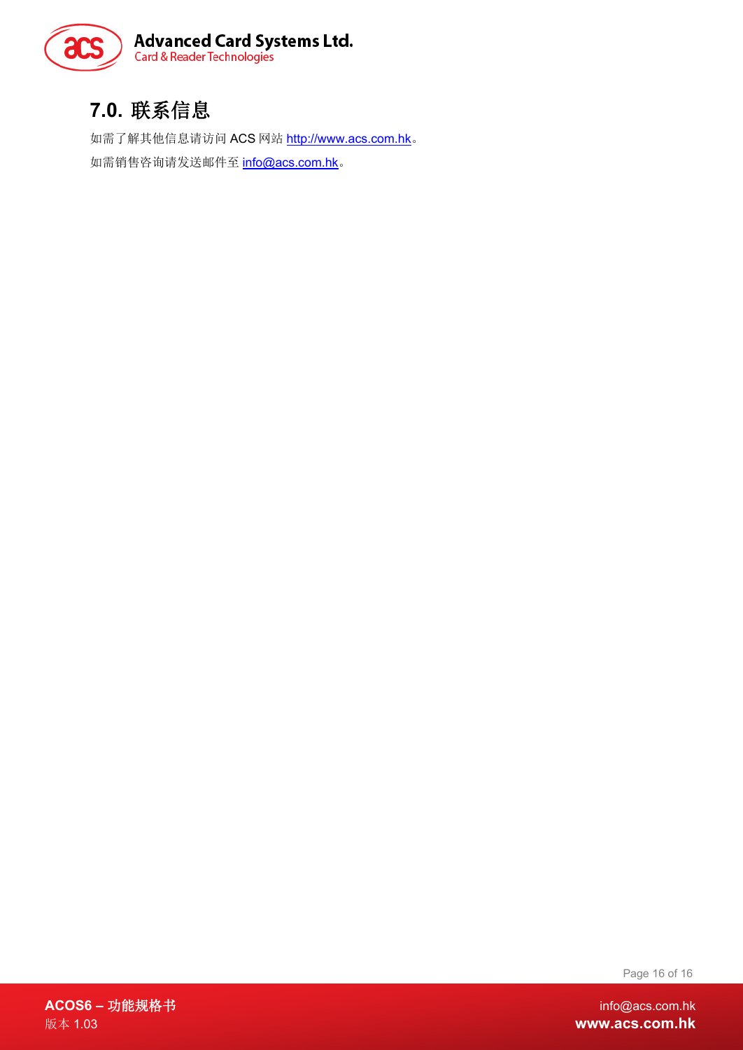## 7.0. 联系信息

如需了解其他信息请访问 ACS 网站 http://www.acs.com.hk。

如需销售咨询请发送邮件至 info@acs.com.hk。